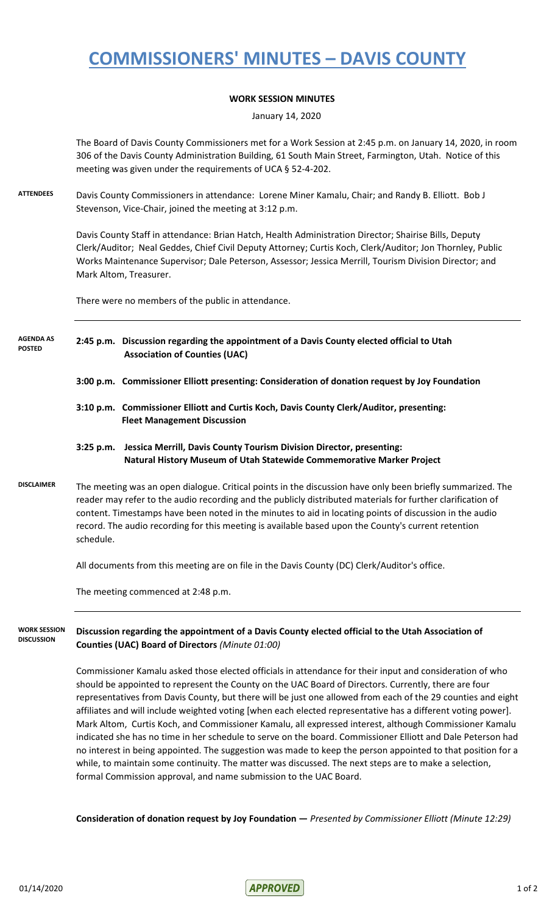# COMMISSIONERS' MINUTES – DAVIS COUNTY

**WORK SESSION MINUTES**

January 14, 2020

The Board of Davis County Commissioners met for a Work Session at 2:45 p.m. on January 14, 2020, in room 306 of the Davis County Administration Building, 61 South Main Street, Farmington, Utah. Notice of this meeting was given under the requirements of UCA § 52-4-202.

**ATTENDEES**

Davis County Commissioners in attendance: Lorene Miner Kamalu, Chair; and Randy B. Elliott. Bob J Stevenson, Vice-Chair, joined the meeting at 3:12 p.m.

Davis County Staff in attendance: Brian Hatch, Health Administration Director; Shairise Bills, Deputy Clerk/Auditor; Neal Geddes, Chief Civil Deputy Attorney; Curtis Koch, Clerk/Auditor; Jon Thornley, Public Works Maintenance Supervisor; Dale Peterson, Assessor; Jessica Merrill, Tourism Division Director; and Mark Altom, Treasurer.

There were no members of the public in attendance.

**AGENDA AS POSTED**

**2:45 p.m. Discussion regarding the appointment of a Davis County elected official to Utah Association of Counties (UAC)**

**3:00 p.m. Commissioner Elliott presenting: Consideration of donation request by Joy Foundation**

**3:10 p.m. Commissioner Elliott and Curtis Koch, Davis County Clerk/Auditor, presenting: Fleet Management Discussion**

**3:25 p.m. Jessica Merrill, Davis County Tourism Division Director, presenting: Natural History Museum of Utah Statewide Commemorative Marker Project**

**DISCLAIMER**

The meeting was an open dialogue. Critical points in the discussion have only been briefly summarized. The reader may refer to the audio recording and the publicly distributed materials for further clarification of content. Timestamps have been noted in the minutes to aid in locating points of discussion in the audio record. The audio recording for this meeting is available based upon the County's current retention schedule.

All documents from this meeting are on file in the Davis County (DC) Clerk/Auditor's office.

The meeting commenced at 2:48 p.m.

**WORK SESSION DISCUSSION**

**Discussion regarding the appointment of a Davis County elected official to the Utah Association of Counties (UAC) Board of Directors** *(Minute 01:00)*

Commissioner Kamalu asked those elected officials in attendance for their input and consideration of who should be appointed to represent the County on the UAC Board of Directors. Currently, there are four representatives from Davis County, but there will be just one allowed from each of the 29 counties and eight affiliates and will include weighted voting [when each elected representative has a different voting power]. Mark Altom, Curtis Koch, and Commissioner Kamalu, all expressed interest, although Commissioner Kamalu indicated she has no time in her schedule to serve on the board. Commissioner Elliott and Dale Peterson had no interest in being appointed. The suggestion was made to keep the person appointed to that position for a while, to maintain some continuity. The matter was discussed. The next steps are to make a selection, formal Commission approval, and name submission to the UAC Board.

**Consideration of donation request by Joy Foundation —** *Presented by Commissioner Elliott (Minute 12:29)*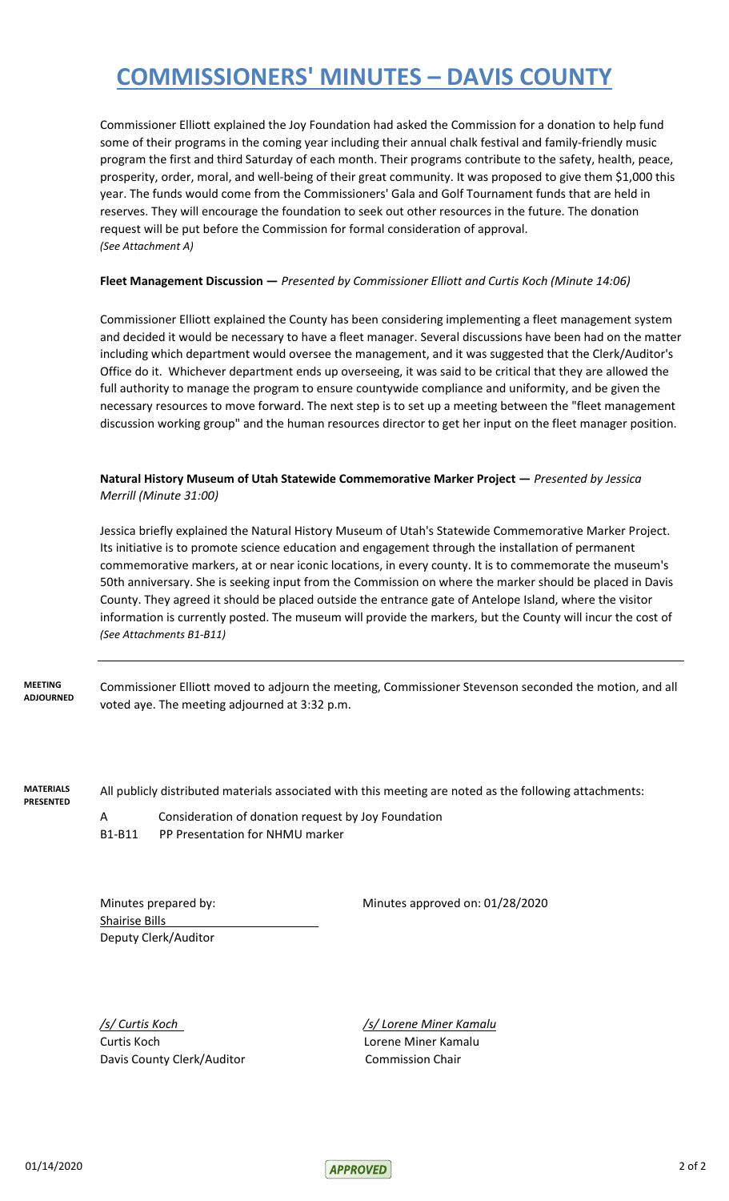# COMMISSIONERS' MINUTES – DAVIS COUNTY

Commissioner Elliott explained the Joy Foundation had asked the Commission for a donation to help fund some of their programs in the coming year including their annual chalk festival and family-friendly music program the first and third Saturday of each month. Their programs contribute to the safety, health, peace, prosperity, order, moral, and well-being of their great community. It was proposed to give them $1,000 this year. The funds would come from the Commissioners' Gala and Golf Tournament funds that are held in reserves. They will encourage the foundation to seek out other resources in the future. The donation request will be put before the Commission for formal consideration of approval.
*(See Attachment A)*

**Fleet Management Discussion —** *Presented by Commissioner Elliott and Curtis Koch (Minute 14:06)*

Commissioner Elliott explained the County has been considering implementing a fleet management system and decided it would be necessary to have a fleet manager. Several discussions have been had on the matter including which department would oversee the management, and it was suggested that the Clerk/Auditor's Office do it. Whichever department ends up overseeing, it was said to be critical that they are allowed the full authority to manage the program to ensure countywide compliance and uniformity, and be given the necessary resources to move forward. The next step is to set up a meeting between the "fleet management discussion working group" and the human resources director to get her input on the fleet manager position.

**Natural History Museum of Utah Statewide Commemorative Marker Project —** *Presented by Jessica Merrill (Minute 31:00)*

Jessica briefly explained the Natural History Museum of Utah's Statewide Commemorative Marker Project. Its initiative is to promote science education and engagement through the installation of permanent commemorative markers, at or near iconic locations, in every county. It is to commemorate the museum's 50th anniversary. She is seeking input from the Commission on where the marker should be placed in Davis County. They agreed it should be placed outside the entrance gate of Antelope Island, where the visitor information is currently posted. The museum will provide the markers, but the County will incur the cost of
*(See Attachments B1-B11)*

---

**MEETING ADJOURNED**

Commissioner Elliott moved to adjourn the meeting, Commissioner Stevenson seconded the motion, and all voted aye. The meeting adjourned at 3:32 p.m.

**MATERIALS PRESENTED**

All publicly distributed materials associated with this meeting are noted as the following attachments:

A Consideration of donation request by Joy Foundation

B1-B11 PP Presentation for NHMU marker

Minutes prepared by: Shairise Bills
Deputy Clerk/Auditor

Minutes approved on: 01/28/2020

*/s/ Curtis Koch*
Curtis Koch
Davis County Clerk/Auditor

*/s/ Lorene Miner Kamalu*
Lorene Miner Kamalu
Commission Chair

01/14/2020

APPROVED